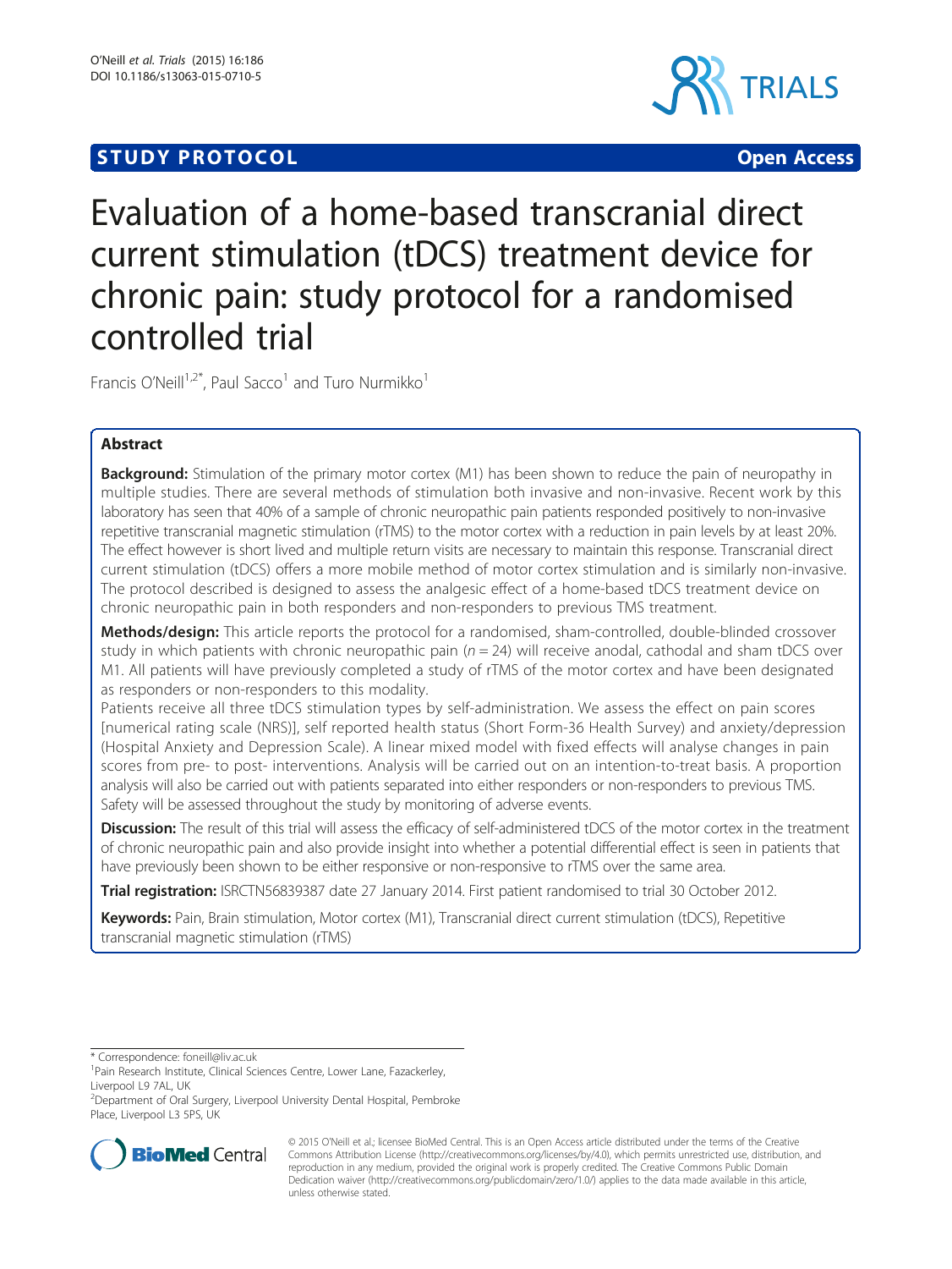**STUDY PROTOCOL** **Open Access**

# Evaluation of a home-based transcranial direct current stimulation (tDCS) treatment device for chronic pain: study protocol for a randomised controlled trial

Francis O'Neill[1,2*], Paul Sacco[1] and Turo Nurmikko[1]

## Abstract

**Background:** Stimulation of the primary motor cortex (M1) has been shown to reduce the pain of neuropathy in multiple studies. There are several methods of stimulation both invasive and non-invasive. Recent work by this laboratory has seen that 40% of a sample of chronic neuropathic pain patients responded positively to non-invasive repetitive transcranial magnetic stimulation (rTMS) to the motor cortex with a reduction in pain levels by at least 20%. The effect however is short lived and multiple return visits are necessary to maintain this response. Transcranial direct current stimulation (tDCS) offers a more mobile method of motor cortex stimulation and is similarly non-invasive. The protocol described is designed to assess the analgesic effect of a home-based tDCS treatment device on chronic neuropathic pain in both responders and non-responders to previous TMS treatment.

**Methods/design:** This article reports the protocol for a randomised, sham-controlled, double-blinded crossover study in which patients with chronic neuropathic pain ($n = 24$) will receive anodal, cathodal and sham tDCS over M1. All patients will have previously completed a study of rTMS of the motor cortex and have been designated as responders or non-responders to this modality.

Patients receive all three tDCS stimulation types by self-administration. We assess the effect on pain scores [numerical rating scale (NRS)], self reported health status (Short Form-36 Health Survey) and anxiety/depression (Hospital Anxiety and Depression Scale). A linear mixed model with fixed effects will analyse changes in pain scores from pre- to post- interventions. Analysis will be carried out on an intention-to-treat basis. A proportion analysis will also be carried out with patients separated into either responders or non-responders to previous TMS. Safety will be assessed throughout the study by monitoring of adverse events.

**Discussion:** The result of this trial will assess the efficacy of self-administered tDCS of the motor cortex in the treatment of chronic neuropathic pain and also provide insight into whether a potential differential effect is seen in patients that have previously been shown to be either responsive or non-responsive to rTMS over the same area.

**Trial registration:** ISRCTN56839387 date 27 January 2014. First patient randomised to trial 30 October 2012.

**Keywords:** Pain, Brain stimulation, Motor cortex (M1), Transcranial direct current stimulation (tDCS), Repetitive transcranial magnetic stimulation (rTMS)

\* Correspondence: foneill@liv.ac.uk

[1]Pain Research Institute, Clinical Sciences Centre, Lower Lane, Fazackerley, Liverpool L9 7AL, UK

[2]Department of Oral Surgery, Liverpool University Dental Hospital, Pembroke Place, Liverpool L3 5PS, UK

© 2015 O'Neill et al.; licensee BioMed Central. This is an Open Access article distributed under the terms of the Creative Commons Attribution License (http://creativecommons.org/licenses/by/4.0), which permits unrestricted use, distribution, and reproduction in any medium, provided the original work is properly credited. The Creative Commons Public Domain Dedication waiver (http://creativecommons.org/publicdomain/zero/1.0/) applies to the data made available in this article, unless otherwise stated.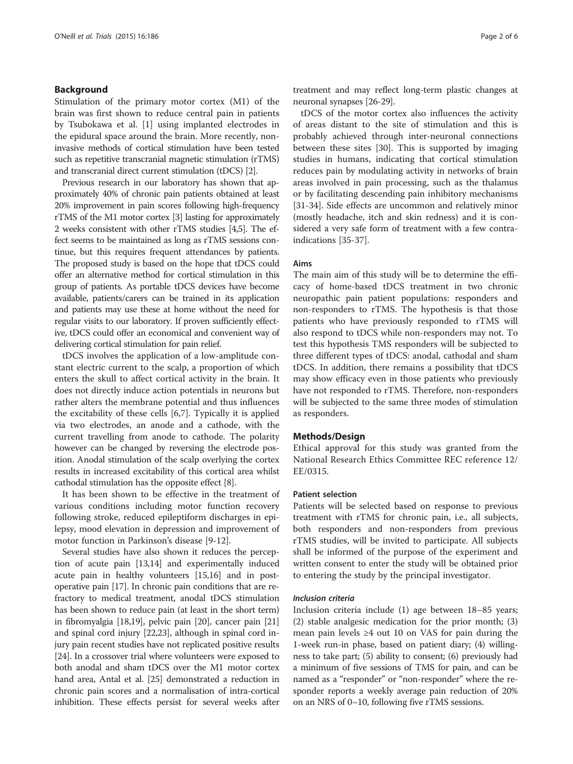## Background

Stimulation of the primary motor cortex (M1) of the brain was first shown to reduce central pain in patients by Tsubokawa et al. [1] using implanted electrodes in the epidural space around the brain. More recently, non-invasive methods of cortical stimulation have been tested such as repetitive transcranial magnetic stimulation (rTMS) and transcranial direct current stimulation (tDCS) [2].

Previous research in our laboratory has shown that approximately 40% of chronic pain patients obtained at least 20% improvement in pain scores following high-frequency rTMS of the M1 motor cortex [3] lasting for approximately 2 weeks consistent with other rTMS studies [4,5]. The effect seems to be maintained as long as rTMS sessions continue, but this requires frequent attendances by patients. The proposed study is based on the hope that tDCS could offer an alternative method for cortical stimulation in this group of patients. As portable tDCS devices have become available, patients/carers can be trained in its application and patients may use these at home without the need for regular visits to our laboratory. If proven sufficiently effective, tDCS could offer an economical and convenient way of delivering cortical stimulation for pain relief.

tDCS involves the application of a low-amplitude constant electric current to the scalp, a proportion of which enters the skull to affect cortical activity in the brain. It does not directly induce action potentials in neurons but rather alters the membrane potential and thus influences the excitability of these cells [6,7]. Typically it is applied via two electrodes, an anode and a cathode, with the current travelling from anode to cathode. The polarity however can be changed by reversing the electrode position. Anodal stimulation of the scalp overlying the cortex results in increased excitability of this cortical area whilst cathodal stimulation has the opposite effect [8].

It has been shown to be effective in the treatment of various conditions including motor function recovery following stroke, reduced epileptiform discharges in epilepsy, mood elevation in depression and improvement of motor function in Parkinson's disease [9-12].

Several studies have also shown it reduces the perception of acute pain [13,14] and experimentally induced acute pain in healthy volunteers [15,16] and in postoperative pain [17]. In chronic pain conditions that are refractory to medical treatment, anodal tDCS stimulation has been shown to reduce pain (at least in the short term) in fibromyalgia [18,19], pelvic pain [20], cancer pain [21] and spinal cord injury [22,23], although in spinal cord injury pain recent studies have not replicated positive results [24]. In a crossover trial where volunteers were exposed to both anodal and sham tDCS over the M1 motor cortex hand area, Antal et al. [25] demonstrated a reduction in chronic pain scores and a normalisation of intra-cortical inhibition. These effects persist for several weeks after treatment and may reflect long-term plastic changes at neuronal synapses [26-29].

tDCS of the motor cortex also influences the activity of areas distant to the site of stimulation and this is probably achieved through inter-neuronal connections between these sites [30]. This is supported by imaging studies in humans, indicating that cortical stimulation reduces pain by modulating activity in networks of brain areas involved in pain processing, such as the thalamus or by facilitating descending pain inhibitory mechanisms [31-34]. Side effects are uncommon and relatively minor (mostly headache, itch and skin redness) and it is considered a very safe form of treatment with a few contraindications [35-37].

### Aims

The main aim of this study will be to determine the efficacy of home-based tDCS treatment in two chronic neuropathic pain patient populations: responders and non-responders to rTMS. The hypothesis is that those patients who have previously responded to rTMS will also respond to tDCS while non-responders may not. To test this hypothesis TMS responders will be subjected to three different types of tDCS: anodal, cathodal and sham tDCS. In addition, there remains a possibility that tDCS may show efficacy even in those patients who previously have not responded to rTMS. Therefore, non-responders will be subjected to the same three modes of stimulation as responders.

## Methods/Design

Ethical approval for this study was granted from the National Research Ethics Committee REC reference 12/EE/0315.

### Patient selection

Patients will be selected based on response to previous treatment with rTMS for chronic pain, i.e., all subjects, both responders and non-responders from previous rTMS studies, will be invited to participate. All subjects shall be informed of the purpose of the experiment and written consent to enter the study will be obtained prior to entering the study by the principal investigator.

#### *Inclusion criteria*

Inclusion criteria include (1) age between 18–85 years; (2) stable analgesic medication for the prior month; (3) mean pain levels ≥4 out 10 on VAS for pain during the 1-week run-in phase, based on patient diary; (4) willingness to take part; (5) ability to consent; (6) previously had a minimum of five sessions of TMS for pain, and can be named as a "responder" or "non-responder" where the responder reports a weekly average pain reduction of 20% on an NRS of 0–10, following five rTMS sessions.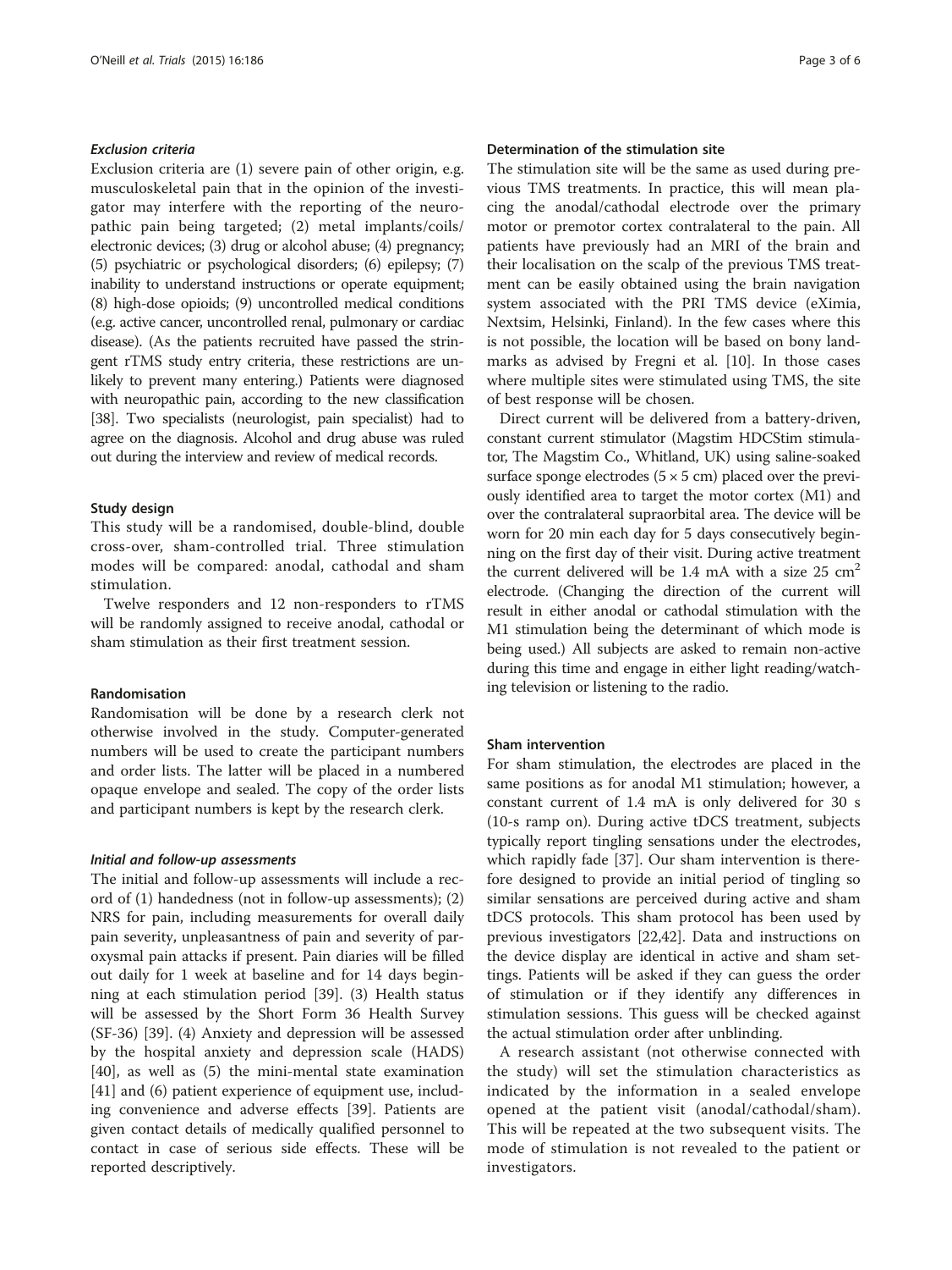### *Exclusion criteria*

Exclusion criteria are (1) severe pain of other origin, e.g. musculoskeletal pain that in the opinion of the investigator may interfere with the reporting of the neuropathic pain being targeted; (2) metal implants/coils/electronic devices; (3) drug or alcohol abuse; (4) pregnancy; (5) psychiatric or psychological disorders; (6) epilepsy; (7) inability to understand instructions or operate equipment; (8) high-dose opioids; (9) uncontrolled medical conditions (e.g. active cancer, uncontrolled renal, pulmonary or cardiac disease). (As the patients recruited have passed the stringent rTMS study entry criteria, these restrictions are unlikely to prevent many entering.) Patients were diagnosed with neuropathic pain, according to the new classification [38]. Two specialists (neurologist, pain specialist) had to agree on the diagnosis. Alcohol and drug abuse was ruled out during the interview and review of medical records.

### Study design

This study will be a randomised, double-blind, double cross-over, sham-controlled trial. Three stimulation modes will be compared: anodal, cathodal and sham stimulation.

Twelve responders and 12 non-responders to rTMS will be randomly assigned to receive anodal, cathodal or sham stimulation as their first treatment session.

### Randomisation

Randomisation will be done by a research clerk not otherwise involved in the study. Computer-generated numbers will be used to create the participant numbers and order lists. The latter will be placed in a numbered opaque envelope and sealed. The copy of the order lists and participant numbers is kept by the research clerk.

### *Initial and follow-up assessments*

The initial and follow-up assessments will include a record of (1) handedness (not in follow-up assessments); (2) NRS for pain, including measurements for overall daily pain severity, unpleasantness of pain and severity of paroxysmal pain attacks if present. Pain diaries will be filled out daily for 1 week at baseline and for 14 days beginning at each stimulation period [39]. (3) Health status will be assessed by the Short Form 36 Health Survey (SF-36) [39]. (4) Anxiety and depression will be assessed by the hospital anxiety and depression scale (HADS) [40], as well as (5) the mini-mental state examination [41] and (6) patient experience of equipment use, including convenience and adverse effects [39]. Patients are given contact details of medically qualified personnel to contact in case of serious side effects. These will be reported descriptively.

### Determination of the stimulation site

The stimulation site will be the same as used during previous TMS treatments. In practice, this will mean placing the anodal/cathodal electrode over the primary motor or premotor cortex contralateral to the pain. All patients have previously had an MRI of the brain and their localisation on the scalp of the previous TMS treatment can be easily obtained using the brain navigation system associated with the PRI TMS device (eXimia, Nextsim, Helsinki, Finland). In the few cases where this is not possible, the location will be based on bony landmarks as advised by Fregni et al. [10]. In those cases where multiple sites were stimulated using TMS, the site of best response will be chosen.

Direct current will be delivered from a battery-driven, constant current stimulator (Magstim HDCStim stimulator, The Magstim Co., Whitland, UK) using saline-soaked surface sponge electrodes (5 × 5 cm) placed over the previously identified area to target the motor cortex (M1) and over the contralateral supraorbital area. The device will be worn for 20 min each day for 5 days consecutively beginning on the first day of their visit. During active treatment the current delivered will be 1.4 mA with a size 25 $cm^2$ electrode. (Changing the direction of the current will result in either anodal or cathodal stimulation with the M1 stimulation being the determinant of which mode is being used.) All subjects are asked to remain non-active during this time and engage in either light reading/watching television or listening to the radio.

### Sham intervention

For sham stimulation, the electrodes are placed in the same positions as for anodal M1 stimulation; however, a constant current of 1.4 mA is only delivered for 30 s (10-s ramp on). During active tDCS treatment, subjects typically report tingling sensations under the electrodes, which rapidly fade [37]. Our sham intervention is therefore designed to provide an initial period of tingling so similar sensations are perceived during active and sham tDCS protocols. This sham protocol has been used by previous investigators [22,42]. Data and instructions on the device display are identical in active and sham settings. Patients will be asked if they can guess the order of stimulation or if they identify any differences in stimulation sessions. This guess will be checked against the actual stimulation order after unblinding.

A research assistant (not otherwise connected with the study) will set the stimulation characteristics as indicated by the information in a sealed envelope opened at the patient visit (anodal/cathodal/sham). This will be repeated at the two subsequent visits. The mode of stimulation is not revealed to the patient or investigators.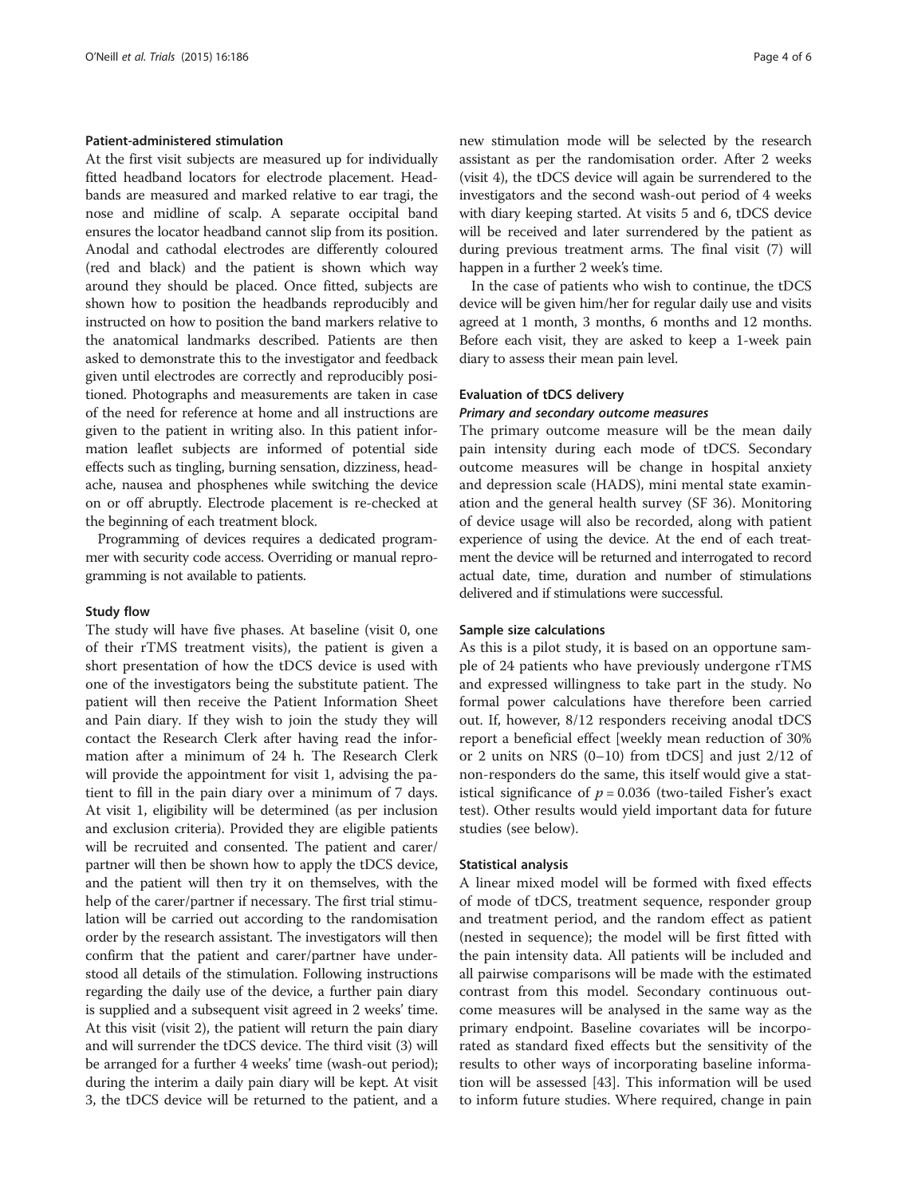### Patient-administered stimulation

At the first visit subjects are measured up for individually fitted headband locators for electrode placement. Headbands are measured and marked relative to ear tragi, the nose and midline of scalp. A separate occipital band ensures the locator headband cannot slip from its position. Anodal and cathodal electrodes are differently coloured (red and black) and the patient is shown which way around they should be placed. Once fitted, subjects are shown how to position the headbands reproducibly and instructed on how to position the band markers relative to the anatomical landmarks described. Patients are then asked to demonstrate this to the investigator and feedback given until electrodes are correctly and reproducibly positioned. Photographs and measurements are taken in case of the need for reference at home and all instructions are given to the patient in writing also. In this patient information leaflet subjects are informed of potential side effects such as tingling, burning sensation, dizziness, headache, nausea and phosphenes while switching the device on or off abruptly. Electrode placement is re-checked at the beginning of each treatment block.

Programming of devices requires a dedicated programmer with security code access. Overriding or manual reprogramming is not available to patients.

### Study flow

The study will have five phases. At baseline (visit 0, one of their rTMS treatment visits), the patient is given a short presentation of how the tDCS device is used with one of the investigators being the substitute patient. The patient will then receive the Patient Information Sheet and Pain diary. If they wish to join the study they will contact the Research Clerk after having read the information after a minimum of 24 h. The Research Clerk will provide the appointment for visit 1, advising the patient to fill in the pain diary over a minimum of 7 days. At visit 1, eligibility will be determined (as per inclusion and exclusion criteria). Provided they are eligible patients will be recruited and consented. The patient and carer/partner will then be shown how to apply the tDCS device, and the patient will then try it on themselves, with the help of the carer/partner if necessary. The first trial stimulation will be carried out according to the randomisation order by the research assistant. The investigators will then confirm that the patient and carer/partner have understood all details of the stimulation. Following instructions regarding the daily use of the device, a further pain diary is supplied and a subsequent visit agreed in 2 weeks' time. At this visit (visit 2), the patient will return the pain diary and will surrender the tDCS device. The third visit (3) will be arranged for a further 4 weeks' time (wash-out period); during the interim a daily pain diary will be kept. At visit 3, the tDCS device will be returned to the patient, and a new stimulation mode will be selected by the research assistant as per the randomisation order. After 2 weeks (visit 4), the tDCS device will again be surrendered to the investigators and the second wash-out period of 4 weeks with diary keeping started. At visits 5 and 6, tDCS device will be received and later surrendered by the patient as during previous treatment arms. The final visit (7) will happen in a further 2 week's time.

In the case of patients who wish to continue, the tDCS device will be given him/her for regular daily use and visits agreed at 1 month, 3 months, 6 months and 12 months. Before each visit, they are asked to keep a 1-week pain diary to assess their mean pain level.

### Evaluation of tDCS delivery

#### *Primary and secondary outcome measures*

The primary outcome measure will be the mean daily pain intensity during each mode of tDCS. Secondary outcome measures will be change in hospital anxiety and depression scale (HADS), mini mental state examination and the general health survey (SF 36). Monitoring of device usage will also be recorded, along with patient experience of using the device. At the end of each treatment the device will be returned and interrogated to record actual date, time, duration and number of stimulations delivered and if stimulations were successful.

### Sample size calculations

As this is a pilot study, it is based on an opportune sample of 24 patients who have previously undergone rTMS and expressed willingness to take part in the study. No formal power calculations have therefore been carried out. If, however, 8/12 responders receiving anodal tDCS report a beneficial effect [weekly mean reduction of 30% or 2 units on NRS (0–10) from tDCS] and just 2/12 of non-responders do the same, this itself would give a statistical significance of $p = 0.036$ (two-tailed Fisher's exact test). Other results would yield important data for future studies (see below).

### Statistical analysis

A linear mixed model will be formed with fixed effects of mode of tDCS, treatment sequence, responder group and treatment period, and the random effect as patient (nested in sequence); the model will be first fitted with the pain intensity data. All patients will be included and all pairwise comparisons will be made with the estimated contrast from this model. Secondary continuous outcome measures will be analysed in the same way as the primary endpoint. Baseline covariates will be incorporated as standard fixed effects but the sensitivity of the results to other ways of incorporating baseline information will be assessed [43]. This information will be used to inform future studies. Where required, change in pain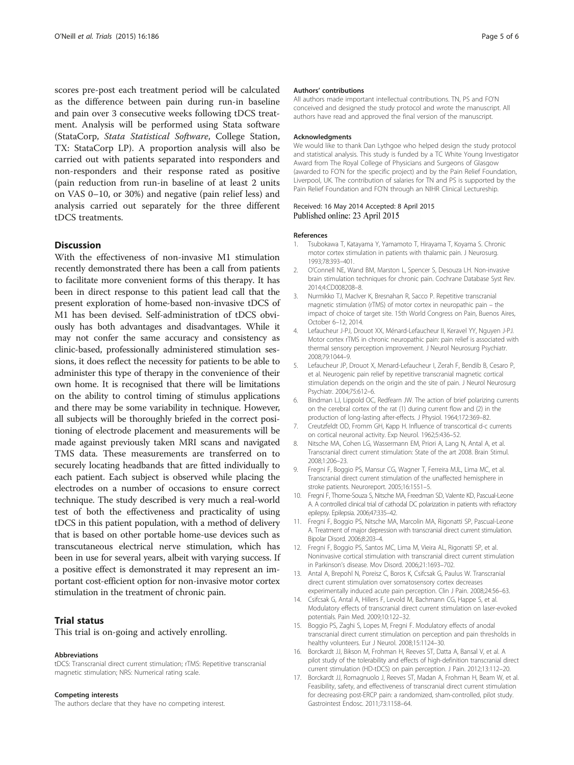scores pre-post each treatment period will be calculated as the difference between pain during run-in baseline and pain over 3 consecutive weeks following tDCS treatment. Analysis will be performed using Stata software (StataCorp, *Stata Statistical Software*, College Station, TX: StataCorp LP). A proportion analysis will also be carried out with patients separated into responders and non-responders and their response rated as positive (pain reduction from run-in baseline of at least 2 units on VAS 0–10, or 30%) and negative (pain relief less) and analysis carried out separately for the three different tDCS treatments.

## Discussion

With the effectiveness of non-invasive M1 stimulation recently demonstrated there has been a call from patients to facilitate more convenient forms of this therapy. It has been in direct response to this patient lead call that the present exploration of home-based non-invasive tDCS of M1 has been devised. Self-administration of tDCS obviously has both advantages and disadvantages. While it may not confer the same accuracy and consistency as clinic-based, professionally administered stimulation sessions, it does reflect the necessity for patients to be able to administer this type of therapy in the convenience of their own home. It is recognised that there will be limitations on the ability to control timing of stimulus applications and there may be some variability in technique. However, all subjects will be thoroughly briefed in the correct positioning of electrode placement and measurements will be made against previously taken MRI scans and navigated TMS data. These measurements are transferred on to securely locating headbands that are fitted individually to each patient. Each subject is observed while placing the electrodes on a number of occasions to ensure correct technique. The study described is very much a real-world test of both the effectiveness and practicality of using tDCS in this patient population, with a method of delivery that is based on other portable home-use devices such as transcutaneous electrical nerve stimulation, which has been in use for several years, albeit with varying success. If a positive effect is demonstrated it may represent an important cost-efficient option for non-invasive motor cortex stimulation in the treatment of chronic pain.

## Trial status

This trial is on-going and actively enrolling.

#### Abbreviations

tDCS: Transcranial direct current stimulation; rTMS: Repetitive transcranial magnetic stimulation; NRS: Numerical rating scale.

#### Competing interests

The authors declare that they have no competing interest.

#### Authors' contributions

All authors made important intellectual contributions. TN, PS and FO'N conceived and designed the study protocol and wrote the manuscript. All authors have read and approved the final version of the manuscript.

#### Acknowledgments

We would like to thank Dan Lythgoe who helped design the study protocol and statistical analysis. This study is funded by a TC White Young Investigator Award from The Royal College of Physicians and Surgeons of Glasgow (awarded to FO'N for the specific project) and by the Pain Relief Foundation, Liverpool, UK. The contribution of salaries for TN and PS is supported by the Pain Relief Foundation and FO'N through an NIHR Clinical Lectureship.

Received: 16 May 2014 Accepted: 8 April 2015
Published online: 23 April 2015

#### References

1. Tsubokawa T, Katayama Y, Yamamoto T, Hirayama T, Koyama S. Chronic motor cortex stimulation in patients with thalamic pain. J Neurosurg. 1993;78:393–401.
2. O'Connell NE, Wand BM, Marston L, Spencer S, Desouza LH. Non-invasive brain stimulation techniques for chronic pain. Cochrane Database Syst Rev. 2014;4:CD008208–8.
3. Nurmikko TJ, MacIver K, Bresnahan R, Sacco P. Repetitive transcranial magnetic stimulation (rTMS) of motor cortex in neuropathic pain – the impact of choice of target site. 15th World Congress on Pain, Buenos Aires, October 6–12, 2014.
4. Lefaucheur J-PJ, Drouot XX, Ménard-Lefaucheur II, Keravel YY, Nguyen J-PJ. Motor cortex rTMS in chronic neuropathic pain: pain relief is associated with thermal sensory perception improvement. J Neurol Neurosurg Psychiatr. 2008;79:1044–9.
5. Lefaucheur JP, Drouot X, Menard-Lefaucheur I, Zerah F, Bendib B, Cesaro P, et al. Neurogenic pain relief by repetitive transcranial magnetic cortical stimulation depends on the origin and the site of pain. J Neurol Neurosurg Psychiatr. 2004;75:612–6.
6. Bindman LJ, Lippold OC, Redfearn JW. The action of brief polarizing currents on the cerebral cortex of the rat (1) during current flow and (2) in the production of long-lasting after-effects. J Physiol. 1964;172:369–82.
7. Creutzfeldt OD, Fromm GH, Kapp H. Influence of transcortical d-c currents on cortical neuronal activity. Exp Neurol. 1962;5:436–52.
8. Nitsche MA, Cohen LG, Wassermann EM, Priori A, Lang N, Antal A, et al. Transcranial direct current stimulation: State of the art 2008. Brain Stimul. 2008;1:206–23.
9. Fregni F, Boggio PS, Mansur CG, Wagner T, Ferreira MJL, Lima MC, et al. Transcranial direct current stimulation of the unaffected hemisphere in stroke patients. Neuroreport. 2005;16:1551–5.
10. Fregni F, Thome-Souza S, Nitsche MA, Freedman SD, Valente KD, Pascual-Leone A. A controlled clinical trial of cathodal DC polarization in patients with refractory epilepsy. Epilepsia. 2006;47:335–42.
11. Fregni F, Boggio PS, Nitsche MA, Marcolin MA, Rigonatti SP, Pascual-Leone A. Treatment of major depression with transcranial direct current stimulation. Bipolar Disord. 2006;8:203–4.
12. Fregni F, Boggio PS, Santos MC, Lima M, Vieira AL, Rigonatti SP, et al. Noninvasive cortical stimulation with transcranial direct current stimulation in Parkinson's disease. Mov Disord. 2006;21:1693–702.
13. Antal A, Brepohl N, Poreisz C, Boros K, Csifcsak G, Paulus W. Transcranial direct current stimulation over somatosensory cortex decreases experimentally induced acute pain perception. Clin J Pain. 2008;24:56–63.
14. Csifcsak G, Antal A, Hillers F, Levold M, Bachmann CG, Happe S, et al. Modulatory effects of transcranial direct current stimulation on laser-evoked potentials. Pain Med. 2009;10:122–32.
15. Boggio PS, Zaghi S, Lopes M, Fregni F. Modulatory effects of anodal transcranial direct current stimulation on perception and pain thresholds in healthy volunteers. Eur J Neurol. 2008;15:1124–30.
16. Borckardt JJ, Bikson M, Frohman H, Reeves ST, Datta A, Bansal V, et al. A pilot study of the tolerability and effects of high-definition transcranial direct current stimulation (HD-tDCS) on pain perception. J Pain. 2012;13:112–20.
17. Borckardt JJ, Romagnuolo J, Reeves ST, Madan A, Frohman H, Beam W, et al. Feasibility, safety, and effectiveness of transcranial direct current stimulation for decreasing post-ERCP pain: a randomized, sham-controlled, pilot study. Gastrointest Endosc. 2011;73:1158–64.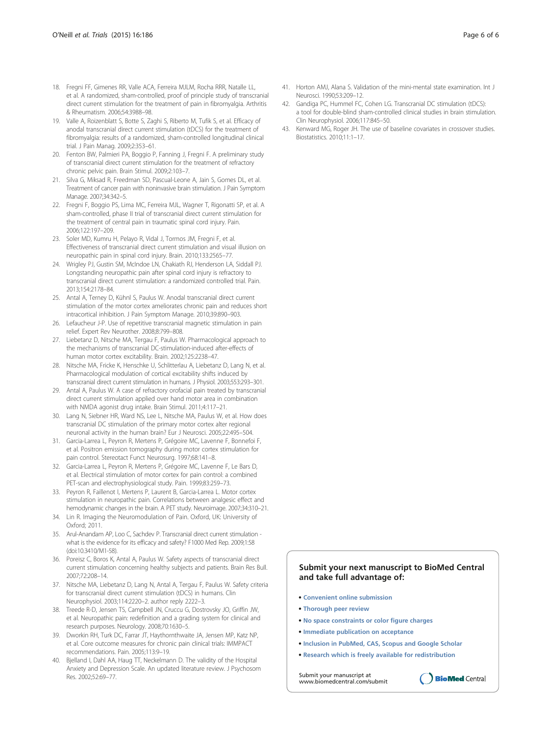18. Fregni FF, Gimenes RR, Valle ACA, Ferreira MJLM, Rocha RRR, Natalle LL, et al. A randomized, sham-controlled, proof of principle study of transcranial direct current stimulation for the treatment of pain in fibromyalgia. Arthritis & Rheumatism. 2006;54:3988–98.
19. Valle A, Roizenblatt S, Botte S, Zaghi S, Riberto M, Tufik S, et al. Efficacy of anodal transcranial direct current stimulation (tDCS) for the treatment of fibromyalgia: results of a randomized, sham-controlled longitudinal clinical trial. J Pain Manag. 2009;2:353–61.
20. Fenton BW, Palmieri PA, Boggio P, Fanning J, Fregni F. A preliminary study of transcranial direct current stimulation for the treatment of refractory chronic pelvic pain. Brain Stimul. 2009;2:103–7.
21. Silva G, Miksad R, Freedman SD, Pascual-Leone A, Jain S, Gomes DL, et al. Treatment of cancer pain with noninvasive brain stimulation. J Pain Symptom Manage. 2007;34:342–5.
22. Fregni F, Boggio PS, Lima MC, Ferreira MJL, Wagner T, Rigonatti SP, et al. A sham-controlled, phase II trial of transcranial direct current stimulation for the treatment of central pain in traumatic spinal cord injury. Pain. 2006;122:197–209.
23. Soler MD, Kumru H, Pelayo R, Vidal J, Tormos JM, Fregni F, et al. Effectiveness of transcranial direct current stimulation and visual illusion on neuropathic pain in spinal cord injury. Brain. 2010;133:2565–77.
24. Wrigley PJ, Gustin SM, McIndoe LN, Chakiath RJ, Henderson LA, Siddall PJ. Longstanding neuropathic pain after spinal cord injury is refractory to transcranial direct current stimulation: a randomized controlled trial. Pain. 2013;154:2178–84.
25. Antal A, Terney D, Kühnl S, Paulus W. Anodal transcranial direct current stimulation of the motor cortex ameliorates chronic pain and reduces short intracortical inhibition. J Pain Symptom Manage. 2010;39:890–903.
26. Lefaucheur J-P. Use of repetitive transcranial magnetic stimulation in pain relief. Expert Rev Neurother. 2008;8:799–808.
27. Liebetanz D, Nitsche MA, Tergau F, Paulus W. Pharmacological approach to the mechanisms of transcranial DC-stimulation-induced after-effects of human motor cortex excitability. Brain. 2002;125:2238–47.
28. Nitsche MA, Fricke K, Henschke U, Schlitterlau A, Liebetanz D, Lang N, et al. Pharmacological modulation of cortical excitability shifts induced by transcranial direct current stimulation in humans. J Physiol. 2003;553:293–301.
29. Antal A, Paulus W. A case of refractory orofacial pain treated by transcranial direct current stimulation applied over hand motor area in combination with NMDA agonist drug intake. Brain Stimul. 2011;4:117–21.
30. Lang N, Siebner HR, Ward NS, Lee L, Nitsche MA, Paulus W, et al. How does transcranial DC stimulation of the primary motor cortex alter regional neuronal activity in the human brain? Eur J Neurosci. 2005;22:495–504.
31. Garcia-Larrea L, Peyron R, Mertens P, Grégoire MC, Lavenne F, Bonnefoi F, et al. Positron emission tomography during motor cortex stimulation for pain control. Stereotact Funct Neurosurg. 1997;68:141–8.
32. Garcia-Larrea L, Peyron R, Mertens P, Grégoire MC, Lavenne F, Le Bars D, et al. Electrical stimulation of motor cortex for pain control: a combined PET-scan and electrophysiological study. Pain. 1999;83:259–73.
33. Peyron R, Faillenot I, Mertens P, Laurent B, Garcia-Larrea L. Motor cortex stimulation in neuropathic pain. Correlations between analgesic effect and hemodynamic changes in the brain. A PET study. Neuroimage. 2007;34:310–21.
34. Lin R. Imaging the Neuromodulation of Pain. Oxford, UK: University of Oxford; 2011.
35. Arul-Anandam AP, Loo C, Sachdev P. Transcranial direct current stimulation - what is the evidence for its efficacy and safety? F1000 Med Rep. 2009;1:58 (doi:10.3410/M1-58).
36. Poreisz C, Boros K, Antal A, Paulus W. Safety aspects of transcranial direct current stimulation concerning healthy subjects and patients. Brain Res Bull. 2007;72:208–14.
37. Nitsche MA, Liebetanz D, Lang N, Antal A, Tergau F, Paulus W. Safety criteria for transcranial direct current stimulation (tDCS) in humans. Clin Neurophysiol. 2003;114:2220–2. author reply 2222–3.
38. Treede R-D, Jensen TS, Campbell JN, Cruccu G, Dostrovsky JO, Griffin JW, et al. Neuropathic pain: redefinition and a grading system for clinical and research purposes. Neurology. 2008;70:1630–5.
39. Dworkin RH, Turk DC, Farrar JT, Haythornthwaite JA, Jensen MP, Katz NP, et al. Core outcome measures for chronic pain clinical trials: IMMPACT recommendations. Pain. 2005;113:9–19.
40. Bjelland I, Dahl AA, Haug TT, Neckelmann D. The validity of the Hospital Anxiety and Depression Scale. An updated literature review. J Psychosom Res. 2002;52:69–77.
41. Horton AMJ, Alana S. Validation of the mini-mental state examination. Int J Neurosci. 1990;53:209–12.
42. Gandiga PC, Hummel FC, Cohen LG. Transcranial DC stimulation (tDCS): a tool for double-blind sham-controlled clinical studies in brain stimulation. Clin Neurophysiol. 2006;117:845–50.
43. Kenward MG, Roger JH. The use of baseline covariates in crossover studies. Biostatistics. 2010;11:1–17.

**Submit your next manuscript to BioMed Central and take full advantage of:**

- **Convenient online submission**
- **Thorough peer review**
- **No space constraints or color figure charges**
- **Immediate publication on acceptance**
- **Inclusion in PubMed, CAS, Scopus and Google Scholar**
- **Research which is freely available for redistribution**

Submit your manuscript at www.biomedcentral.com/submit

BioMed Central